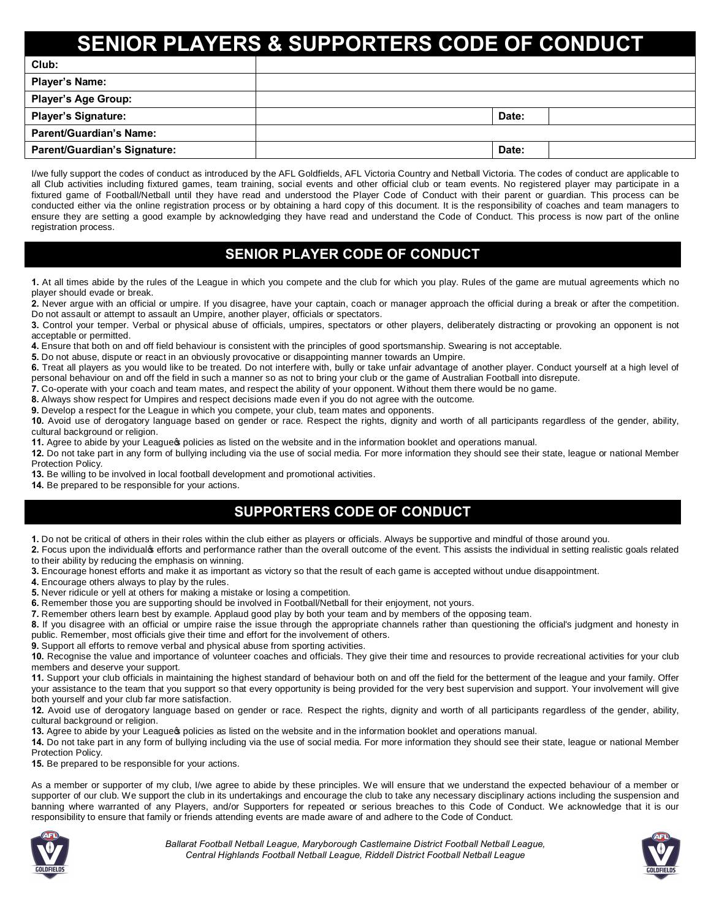# SENIOR PLAYERS & SUPPORTERS CODE OF CONDUCT

| Club: | | | |
|---|---|---|---|
| Player's Name: | | | |
| Player's Age Group: | | | |
| Player's Signature: | | Date: | |
| Parent/Guardian's Name: | | | |
| Parent/Guardian's Signature: | | Date: | |

I/we fully support the codes of conduct as introduced by the AFL Goldfields, AFL Victoria Country and Netball Victoria. The codes of conduct are applicable to all Club activities including fixtured games, team training, social events and other official club or team events. No registered player may participate in a fixtured game of Football/Netball until they have read and understood the Player Code of Conduct with their parent or guardian. This process can be conducted either via the online registration process or by obtaining a hard copy of this document. It is the responsibility of coaches and team managers to ensure they are setting a good example by acknowledging they have read and understand the Code of Conduct. This process is now part of the online registration process.

## SENIOR PLAYER CODE OF CONDUCT

**1.** At all times abide by the rules of the League in which you compete and the club for which you play. Rules of the game are mutual agreements which no player should evade or break.
**2.** Never argue with an official or umpire. If you disagree, have your captain, coach or manager approach the official during a break or after the competition. Do not assault or attempt to assault an Umpire, another player, officials or spectators.
**3.** Control your temper. Verbal or physical abuse of officials, umpires, spectators or other players, deliberately distracting or provoking an opponent is not acceptable or permitted.
**4.** Ensure that both on and off field behaviour is consistent with the principles of good sportsmanship. Swearing is not acceptable.
**5.** Do not abuse, dispute or react in an obviously provocative or disappointing manner towards an Umpire.
**6.** Treat all players as you would like to be treated. Do not interfere with, bully or take unfair advantage of another player. Conduct yourself at a high level of personal behaviour on and off the field in such a manner so as not to bring your club or the game of Australian Football into disrepute.
**7.** Co-operate with your coach and team mates, and respect the ability of your opponent. Without them there would be no game.
**8.** Always show respect for Umpires and respect decisions made even if you do not agree with the outcome.
**9.** Develop a respect for the League in which you compete, your club, team mates and opponents.
**10.** Avoid use of derogatory language based on gender or race. Respect the rights, dignity and worth of all participants regardless of the gender, ability, cultural background or religion.
**11.** Agree to abide by your League's policies as listed on the website and in the information booklet and operations manual.
**12.** Do not take part in any form of bullying including via the use of social media. For more information they should see their state, league or national Member Protection Policy.
**13.** Be willing to be involved in local football development and promotional activities.
**14.** Be prepared to be responsible for your actions.

## SUPPORTERS CODE OF CONDUCT

**1.** Do not be critical of others in their roles within the club either as players or officials. Always be supportive and mindful of those around you.
**2.** Focus upon the individual's efforts and performance rather than the overall outcome of the event. This assists the individual in setting realistic goals related to their ability by reducing the emphasis on winning.
**3.** Encourage honest efforts and make it as important as victory so that the result of each game is accepted without undue disappointment.
**4.** Encourage others always to play by the rules.
**5.** Never ridicule or yell at others for making a mistake or losing a competition.
**6.** Remember those you are supporting should be involved in Football/Netball for their enjoyment, not yours.
**7.** Remember others learn best by example. Applaud good play by both your team and by members of the opposing team.
**8.** If you disagree with an official or umpire raise the issue through the appropriate channels rather than questioning the official's judgment and honesty in public. Remember, most officials give their time and effort for the involvement of others.
**9.** Support all efforts to remove verbal and physical abuse from sporting activities.
**10.** Recognise the value and importance of volunteer coaches and officials. They give their time and resources to provide recreational activities for your club members and deserve your support.
**11.** Support your club officials in maintaining the highest standard of behaviour both on and off the field for the betterment of the league and your family. Offer your assistance to the team that you support so that every opportunity is being provided for the very best supervision and support. Your involvement will give both yourself and your club far more satisfaction.
**12.** Avoid use of derogatory language based on gender or race. Respect the rights, dignity and worth of all participants regardless of the gender, ability, cultural background or religion.
**13.** Agree to abide by your League's policies as listed on the website and in the information booklet and operations manual.
**14.** Do not take part in any form of bullying including via the use of social media. For more information they should see their state, league or national Member Protection Policy.
**15.** Be prepared to be responsible for your actions.

As a member or supporter of my club, I/we agree to abide by these principles. We will ensure that we understand the expected behaviour of a member or supporter of our club. We support the club in its undertakings and encourage the club to take any necessary disciplinary actions including the suspension and banning where warranted of any Players, and/or Supporters for repeated or serious breaches to this Code of Conduct. We acknowledge that it is our responsibility to ensure that family or friends attending events are made aware of and adhere to the Code of Conduct.

*Ballarat Football Netball League, Maryborough Castlemaine District Football Netball League, Central Highlands Football Netball League, Riddell District Football Netball League*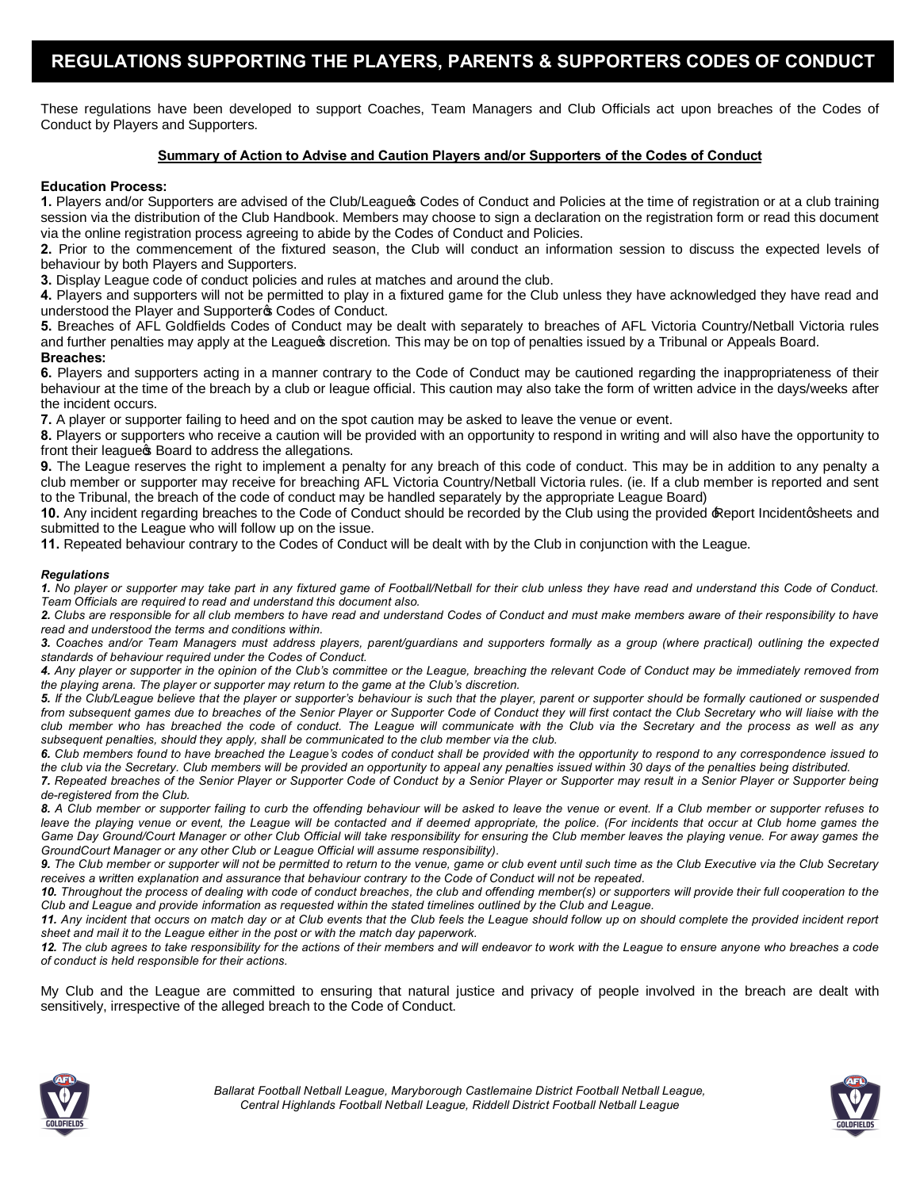# REGULATIONS SUPPORTING THE PLAYERS, PARENTS & SUPPORTERS CODES OF CONDUCT

These regulations have been developed to support Coaches, Team Managers and Club Officials act upon breaches of the Codes of Conduct by Players and Supporters.

**Summary of Action to Advise and Caution Players and/or Supporters of the Codes of Conduct**

**Education Process:**

**1.** Players and/or Supporters are advised of the Club/League's Codes of Conduct and Policies at the time of registration or at a club training session via the distribution of the Club Handbook. Members may choose to sign a declaration on the registration form or read this document via the online registration process agreeing to abide by the Codes of Conduct and Policies.

**2.** Prior to the commencement of the fixtured season, the Club will conduct an information session to discuss the expected levels of behaviour by both Players and Supporters.

**3.** Display League code of conduct policies and rules at matches and around the club.

**4.** Players and supporters will not be permitted to play in a fixtured game for the Club unless they have acknowledged they have read and understood the Player and Supporter's Codes of Conduct.

**5.** Breaches of AFL Goldfields Codes of Conduct may be dealt with separately to breaches of AFL Victoria Country/Netball Victoria rules and further penalties may apply at the League's discretion. This may be on top of penalties issued by a Tribunal or Appeals Board.

**Breaches:**

**6.** Players and supporters acting in a manner contrary to the Code of Conduct may be cautioned regarding the inappropriateness of their behaviour at the time of the breach by a club or league official. This caution may also take the form of written advice in the days/weeks after the incident occurs.

**7.** A player or supporter failing to heed and on the spot caution may be asked to leave the venue or event.

**8.** Players or supporters who receive a caution will be provided with an opportunity to respond in writing and will also have the opportunity to front their league's Board to address the allegations.

**9.** The League reserves the right to implement a penalty for any breach of this code of conduct. This may be in addition to any penalty a club member or supporter may receive for breaching AFL Victoria Country/Netball Victoria rules. (ie. If a club member is reported and sent to the Tribunal, the breach of the code of conduct may be handled separately by the appropriate League Board)

**10.** Any incident regarding breaches to the Code of Conduct should be recorded by the Club using the provided 'Report Incident' sheets and submitted to the League who will follow up on the issue.

**11.** Repeated behaviour contrary to the Codes of Conduct will be dealt with by the Club in conjunction with the League.

***Regulations***

***1.*** *No player or supporter may take part in any fixtured game of Football/Netball for their club unless they have read and understand this Code of Conduct. Team Officials are required to read and understand this document also.*

***2.*** *Clubs are responsible for all club members to have read and understand Codes of Conduct and must make members aware of their responsibility to have read and understood the terms and conditions within.*

***3.*** *Coaches and/or Team Managers must address players, parent/guardians and supporters formally as a group (where practical) outlining the expected standards of behaviour required under the Codes of Conduct.*

***4.*** *Any player or supporter in the opinion of the Club's committee or the League, breaching the relevant Code of Conduct may be immediately removed from the playing arena. The player or supporter may return to the game at the Club's discretion.*

***5.*** *If the Club/League believe that the player or supporter's behaviour is such that the player, parent or supporter should be formally cautioned or suspended from subsequent games due to breaches of the Senior Player or Supporter Code of Conduct they will first contact the Club Secretary who will liaise with the club member who has breached the code of conduct. The League will communicate with the Club via the Secretary and the process as well as any subsequent penalties, should they apply, shall be communicated to the club member via the club.*

***6.*** *Club members found to have breached the League's codes of conduct shall be provided with the opportunity to respond to any correspondence issued to the club via the Secretary. Club members will be provided an opportunity to appeal any penalties issued within 30 days of the penalties being distributed.*

***7.*** *Repeated breaches of the Senior Player or Supporter Code of Conduct by a Senior Player or Supporter may result in a Senior Player or Supporter being de-registered from the Club.*

***8.*** *A Club member or supporter failing to curb the offending behaviour will be asked to leave the venue or event. If a Club member or supporter refuses to leave the playing venue or event, the League will be contacted and if deemed appropriate, the police. (For incidents that occur at Club home games the Game Day Ground/Court Manager or other Club Official will take responsibility for ensuring the Club member leaves the playing venue. For away games the GroundCourt Manager or any other Club or League Official will assume responsibility).*

***9.*** *The Club member or supporter will not be permitted to return to the venue, game or club event until such time as the Club Executive via the Club Secretary receives a written explanation and assurance that behaviour contrary to the Code of Conduct will not be repeated.*

***10.*** *Throughout the process of dealing with code of conduct breaches, the club and offending member(s) or supporters will provide their full cooperation to the Club and League and provide information as requested within the stated timelines outlined by the Club and League.*

***11.*** *Any incident that occurs on match day or at Club events that the Club feels the League should follow up on should complete the provided incident report sheet and mail it to the League either in the post or with the match day paperwork.*

***12.*** *The club agrees to take responsibility for the actions of their members and will endeavor to work with the League to ensure anyone who breaches a code of conduct is held responsible for their actions.*

My Club and the League are committed to ensuring that natural justice and privacy of people involved in the breach are dealt with sensitively, irrespective of the alleged breach to the Code of Conduct.

*Ballarat Football Netball League, Maryborough Castlemaine District Football Netball League, Central Highlands Football Netball League, Riddell District Football Netball League*